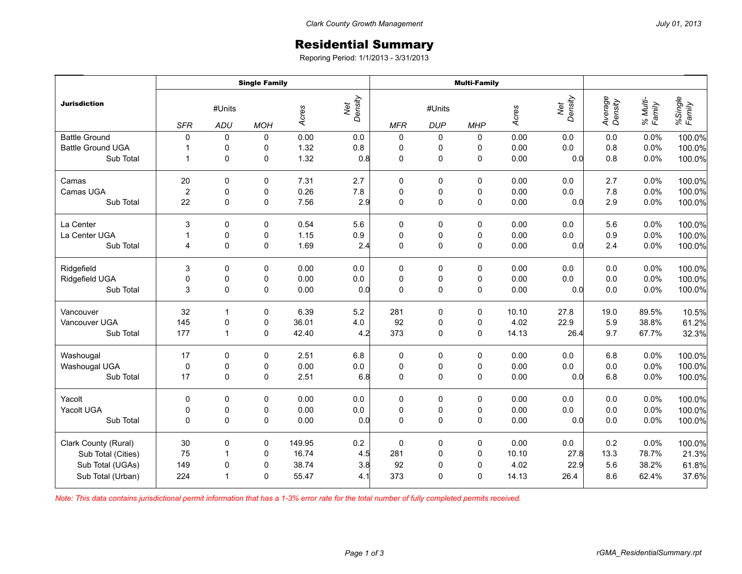Clark County Growth Management

July 01, 2013

# Residential Summary

Reporing Period: 1/1/2013 - 3/31/2013

| Jurisdiction | Single Family | | | | | Multi-Family | | | | | | | |
|---|---|---|---|---|---|---|---|---|---|---|---|---|---|
| | #Units | | | Acres | Net Density | #Units | | | Acres | Net Density | Average Density | % Multi-Family | %Single Family |
| | *SFR* | *ADU* | *MOH* | | | *MFR* | *DUP* | *MHP* | | | | | |
| Battle Ground | 0 | 0 | 0 | 0.00 | 0.0 | 0 | 0 | 0 | 0.00 | 0.0 | 0.0 | 0.0% | 100.0% |
| Battle Ground UGA | 1 | 0 | 0 | 1.32 | 0.8 | 0 | 0 | 0 | 0.00 | 0.0 | 0.8 | 0.0% | 100.0% |
| Sub Total | 1 | 0 | 0 | 1.32 | 0.8 | 0 | 0 | 0 | 0.00 | 0.0 | 0.8 | 0.0% | 100.0% |
| Camas | 20 | 0 | 0 | 7.31 | 2.7 | 0 | 0 | 0 | 0.00 | 0.0 | 2.7 | 0.0% | 100.0% |
| Camas UGA | 2 | 0 | 0 | 0.26 | 7.8 | 0 | 0 | 0 | 0.00 | 0.0 | 7.8 | 0.0% | 100.0% |
| Sub Total | 22 | 0 | 0 | 7.56 | 2.9 | 0 | 0 | 0 | 0.00 | 0.0 | 2.9 | 0.0% | 100.0% |
| La Center | 3 | 0 | 0 | 0.54 | 5.6 | 0 | 0 | 0 | 0.00 | 0.0 | 5.6 | 0.0% | 100.0% |
| La Center UGA | 1 | 0 | 0 | 1.15 | 0.9 | 0 | 0 | 0 | 0.00 | 0.0 | 0.9 | 0.0% | 100.0% |
| Sub Total | 4 | 0 | 0 | 1.69 | 2.4 | 0 | 0 | 0 | 0.00 | 0.0 | 2.4 | 0.0% | 100.0% |
| Ridgefield | 3 | 0 | 0 | 0.00 | 0.0 | 0 | 0 | 0 | 0.00 | 0.0 | 0.0 | 0.0% | 100.0% |
| Ridgefield UGA | 0 | 0 | 0 | 0.00 | 0.0 | 0 | 0 | 0 | 0.00 | 0.0 | 0.0 | 0.0% | 100.0% |
| Sub Total | 3 | 0 | 0 | 0.00 | 0.0 | 0 | 0 | 0 | 0.00 | 0.0 | 0.0 | 0.0% | 100.0% |
| Vancouver | 32 | 1 | 0 | 6.39 | 5.2 | 281 | 0 | 0 | 10.10 | 27.8 | 19.0 | 89.5% | 10.5% |
| Vancouver UGA | 145 | 0 | 0 | 36.01 | 4.0 | 92 | 0 | 0 | 4.02 | 22.9 | 5.9 | 38.8% | 61.2% |
| Sub Total | 177 | 1 | 0 | 42.40 | 4.2 | 373 | 0 | 0 | 14.13 | 26.4 | 9.7 | 67.7% | 32.3% |
| Washougal | 17 | 0 | 0 | 2.51 | 6.8 | 0 | 0 | 0 | 0.00 | 0.0 | 6.8 | 0.0% | 100.0% |
| Washougal UGA | 0 | 0 | 0 | 0.00 | 0.0 | 0 | 0 | 0 | 0.00 | 0.0 | 0.0 | 0.0% | 100.0% |
| Sub Total | 17 | 0 | 0 | 2.51 | 6.8 | 0 | 0 | 0 | 0.00 | 0.0 | 6.8 | 0.0% | 100.0% |
| Yacolt | 0 | 0 | 0 | 0.00 | 0.0 | 0 | 0 | 0 | 0.00 | 0.0 | 0.0 | 0.0% | 100.0% |
| Yacolt UGA | 0 | 0 | 0 | 0.00 | 0.0 | 0 | 0 | 0 | 0.00 | 0.0 | 0.0 | 0.0% | 100.0% |
| Sub Total | 0 | 0 | 0 | 0.00 | 0.0 | 0 | 0 | 0 | 0.00 | 0.0 | 0.0 | 0.0% | 100.0% |
| Clark County (Rural) | 30 | 0 | 0 | 149.95 | 0.2 | 0 | 0 | 0 | 0.00 | 0.0 | 0.2 | 0.0% | 100.0% |
| Sub Total (Cities) | 75 | 1 | 0 | 16.74 | 4.5 | 281 | 0 | 0 | 10.10 | 27.8 | 13.3 | 78.7% | 21.3% |
| Sub Total (UGAs) | 149 | 0 | 0 | 38.74 | 3.8 | 92 | 0 | 0 | 4.02 | 22.9 | 5.6 | 38.2% | 61.8% |
| Sub Total (Urban) | 224 | 1 | 0 | 55.47 | 4.1 | 373 | 0 | 0 | 14.13 | 26.4 | 8.6 | 62.4% | 37.6% |

*Note: This data contains jurisdictional permit information that has a 1-3% error rate for the total number of fully completed permits received.*

rGMA_ResidentialSummary.rpt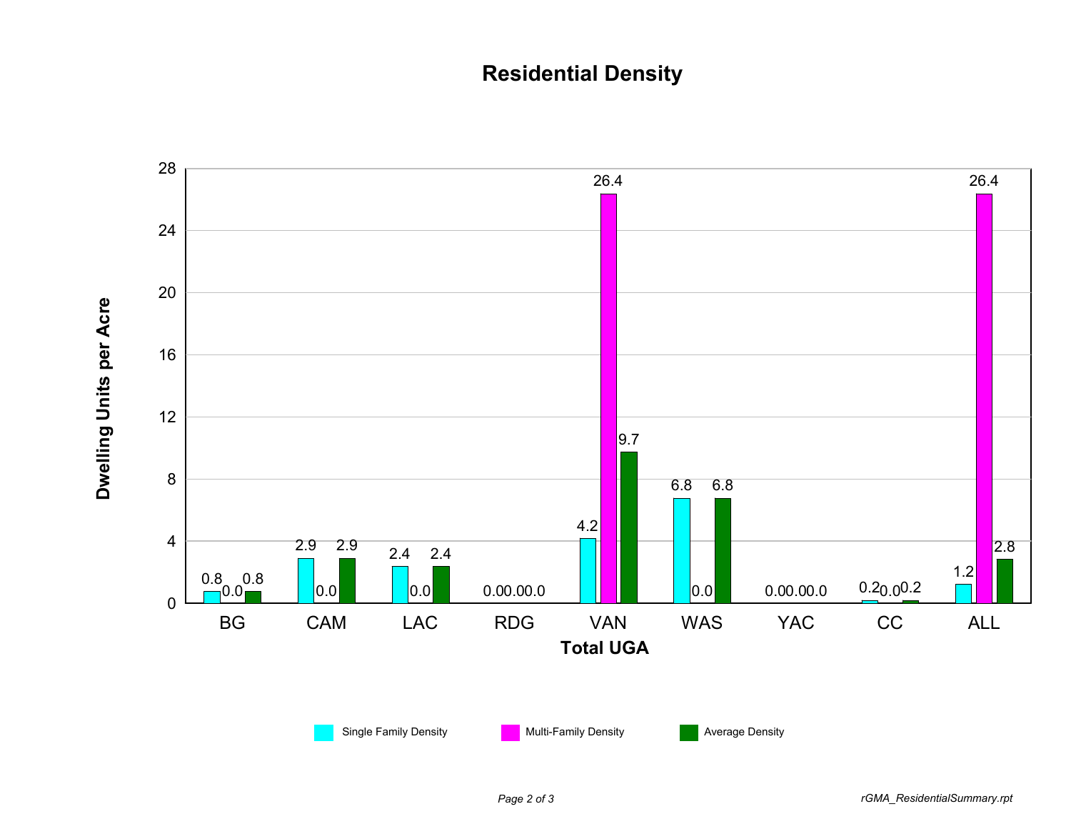# Residential Density

| Total UGA | Single Family Density | Multi-Family Density | Average Density |
|---|---|---|---|
| BG | 0.8 | 0.0 | 0.8 |
| CAM | 2.9 | 0.0 | 2.9 |
| LAC | 2.4 | 0.0 | 2.4 |
| RDG | 0.0 | 0.0 | 0.0 |
| VAN | 4.2 | 26.4 | 9.7 |
| WAS | 6.8 | 0.0 | 6.8 |
| YAC | 0.0 | 0.0 | 0.0 |
| CC | 0.2 | 0.0 | 0.2 |
| ALL | 1.2 | 26.4 | 2.8 |

Dwelling Units per Acre

*rGMA_ResidentialSummary.rpt*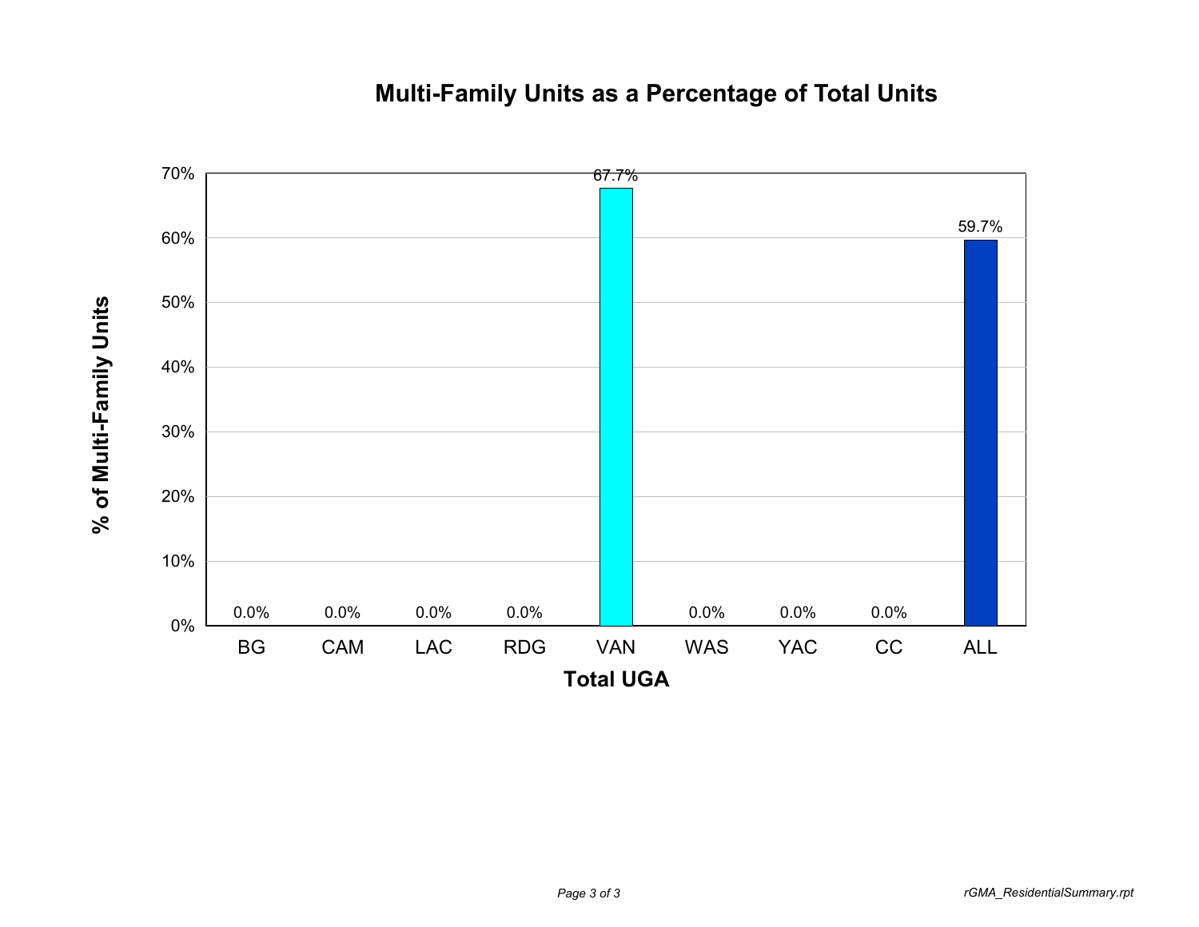## Multi-Family Units as a Percentage of Total Units

70%
60%
50%
40%
30%
20%
10%
0%

% of Multi-Family Units

0.0%
0.0%
0.0%
0.0%
67.7%
0.0%
0.0%
0.0%
59.7%

BG
CAM
LAC
RDG
VAN
WAS
YAC
CC
ALL

**Total UGA**

*rGMA_ResidentialSummary.rpt*